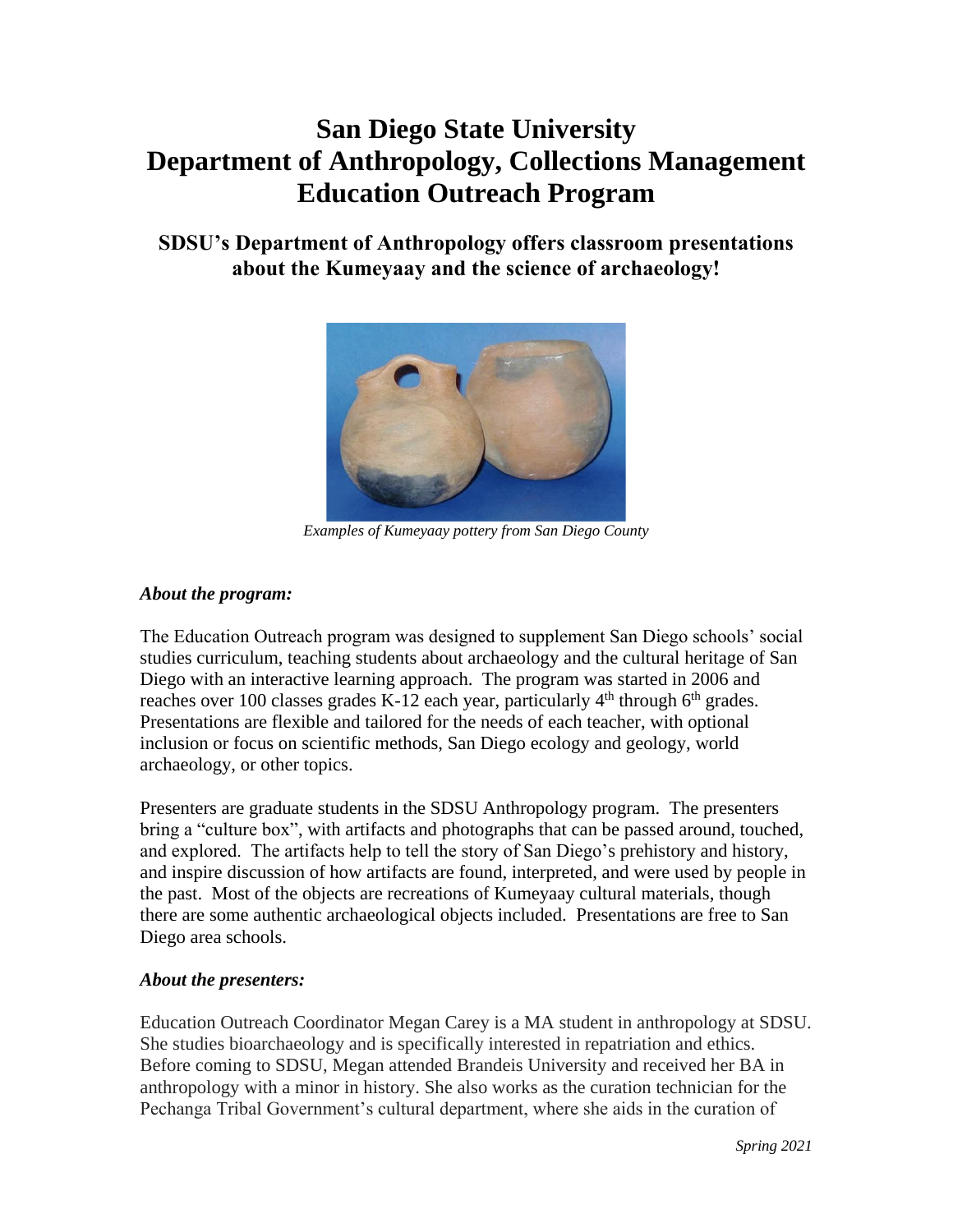# San Diego State University
# Department of Anthropology, Collections Management
# Education Outreach Program

## SDSU's Department of Anthropology offers classroom presentations about the Kumeyaay and the science of archaeology!

*Examples of Kumeyaay pottery from San Diego County*

### *About the program:*

The Education Outreach program was designed to supplement San Diego schools' social studies curriculum, teaching students about archaeology and the cultural heritage of San Diego with an interactive learning approach. The program was started in 2006 and reaches over 100 classes grades K-12 each year, particularly 4th through 6th grades. Presentations are flexible and tailored for the needs of each teacher, with optional inclusion or focus on scientific methods, San Diego ecology and geology, world archaeology, or other topics.

Presenters are graduate students in the SDSU Anthropology program. The presenters bring a "culture box", with artifacts and photographs that can be passed around, touched, and explored. The artifacts help to tell the story of San Diego's prehistory and history, and inspire discussion of how artifacts are found, interpreted, and were used by people in the past. Most of the objects are recreations of Kumeyaay cultural materials, though there are some authentic archaeological objects included. Presentations are free to San Diego area schools.

### *About the presenters:*

Education Outreach Coordinator Megan Carey is a MA student in anthropology at SDSU. She studies bioarchaeology and is specifically interested in repatriation and ethics. Before coming to SDSU, Megan attended Brandeis University and received her BA in anthropology with a minor in history. She also works as the curation technician for the Pechanga Tribal Government's cultural department, where she aids in the curation of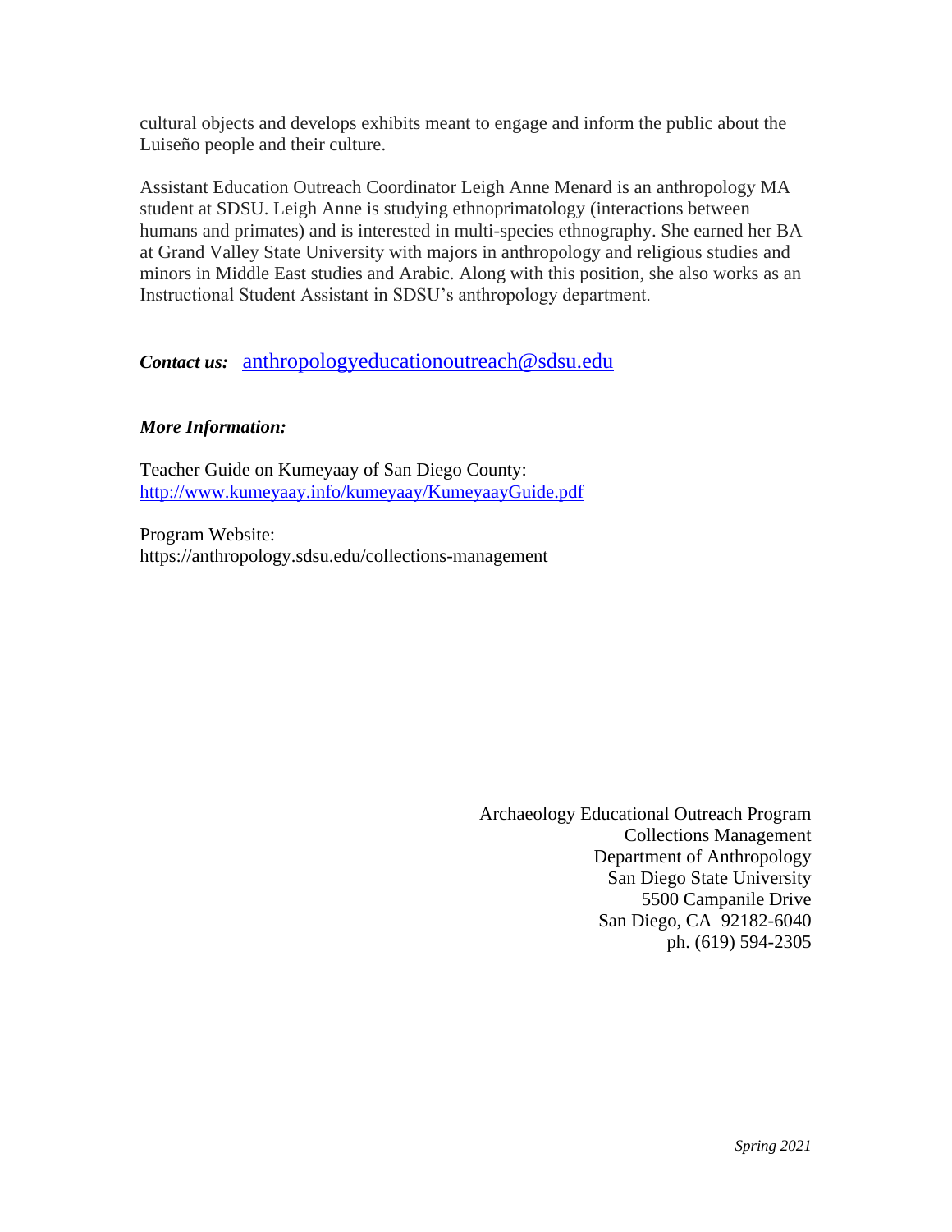cultural objects and develops exhibits meant to engage and inform the public about the Luiseño people and their culture.

Assistant Education Outreach Coordinator Leigh Anne Menard is an anthropology MA student at SDSU. Leigh Anne is studying ethnoprimatology (interactions between humans and primates) and is interested in multi-species ethnography. She earned her BA at Grand Valley State University with majors in anthropology and religious studies and minors in Middle East studies and Arabic. Along with this position, she also works as an Instructional Student Assistant in SDSU's anthropology department.

***Contact us:*** anthropologyeducationoutreach@sdsu.edu

***More Information:***

Teacher Guide on Kumeyaay of San Diego County:
http://www.kumeyaay.info/kumeyaay/KumeyaayGuide.pdf

Program Website:
https://anthropology.sdsu.edu/collections-management

Archaeology Educational Outreach Program
Collections Management
Department of Anthropology
San Diego State University
5500 Campanile Drive
San Diego, CA 92182-6040
ph. (619) 594-2305

*Spring 2021*